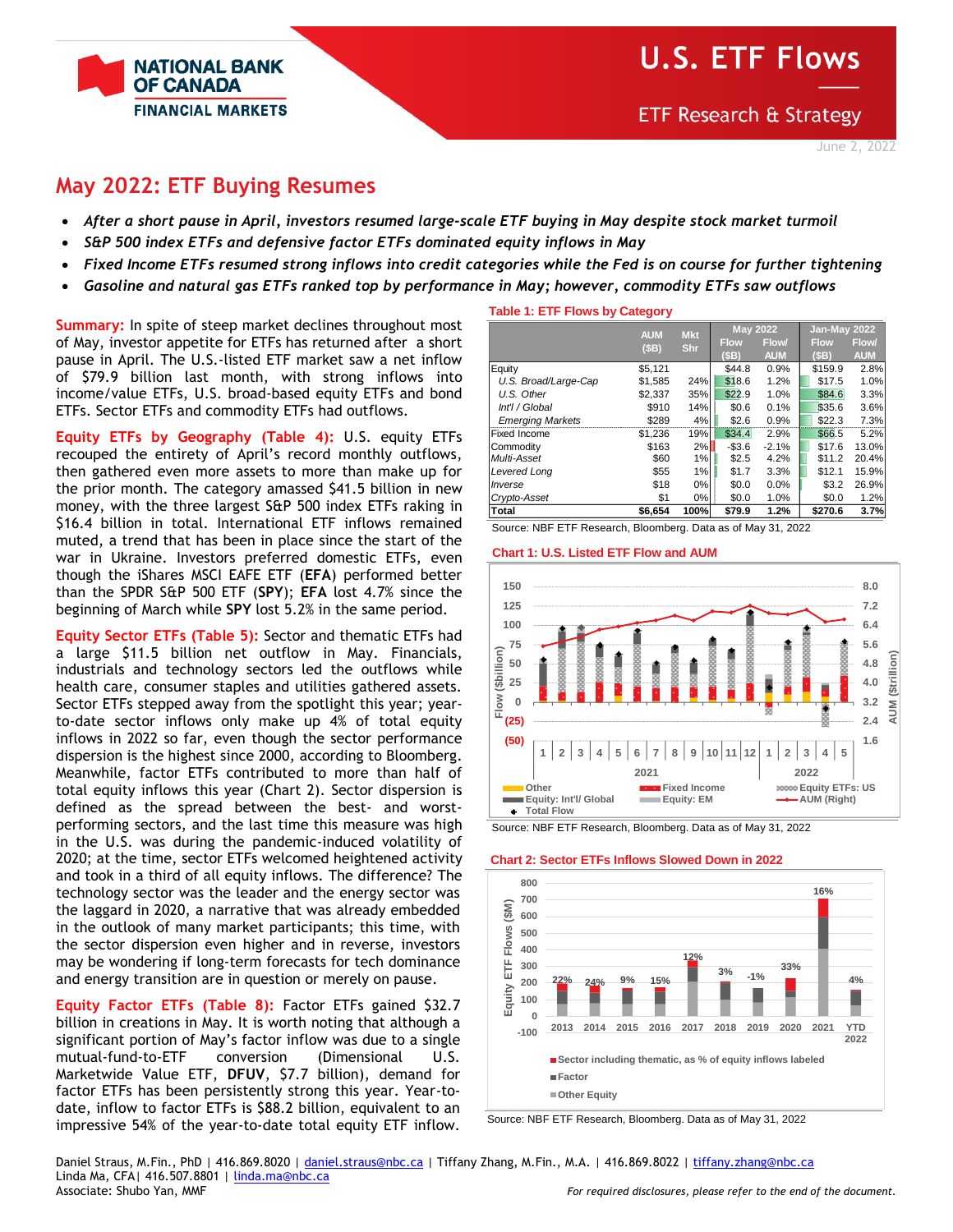# U.S. ETF Flows

ETF Research & Strategy

June 2, 2022

## May 2022: ETF Buying Resumes

- *After a short pause in April, investors resumed large-scale ETF buying in May despite stock market turmoil*
- *S&P 500 index ETFs and defensive factor ETFs dominated equity inflows in May*
- *Fixed Income ETFs resumed strong inflows into credit categories while the Fed is on course for further tightening*
- *Gasoline and natural gas ETFs ranked top by performance in May; however, commodity ETFs saw outflows*

**Summary:** In spite of steep market declines throughout most of May, investor appetite for ETFs has returned after a short pause in April. The U.S.-listed ETF market saw a net inflow of $79.9 billion last month, with strong inflows into income/value ETFs, U.S. broad-based equity ETFs and bond ETFs. Sector ETFs and commodity ETFs had outflows.

**Equity ETFs by Geography (Table 4):** U.S. equity ETFs recouped the entirety of April's record monthly outflows, then gathered even more assets to more than make up for the prior month. The category amassed $41.5 billion in new money, with the three largest S&P 500 index ETFs raking in $16.4 billion in total. International ETF inflows remained muted, a trend that has been in place since the start of the war in Ukraine. Investors preferred domestic ETFs, even though the iShares MSCI EAFE ETF (**EFA**) performed better than the SPDR S&P 500 ETF (**SPY**); **EFA** lost 4.7% since the beginning of March while **SPY** lost 5.2% in the same period.

**Equity Sector ETFs (Table 5):** Sector and thematic ETFs had a large $11.5 billion net outflow in May. Financials, industrials and technology sectors led the outflows while health care, consumer staples and utilities gathered assets. Sector ETFs stepped away from the spotlight this year; year-to-date sector inflows only make up 4% of total equity inflows in 2022 so far, even though the sector performance dispersion is the highest since 2000, according to Bloomberg. Meanwhile, factor ETFs contributed to more than half of total equity inflows this year (Chart 2). Sector dispersion is defined as the spread between the best- and worst-performing sectors, and the last time this measure was high in the U.S. was during the pandemic-induced volatility of 2020; at the time, sector ETFs welcomed heightened activity and took in a third of all equity inflows. The difference? The technology sector was the leader and the energy sector was the laggard in 2020, a narrative that was already embedded in the outlook of many market participants; this time, with the sector dispersion even higher and in reverse, investors may be wondering if long-term forecasts for tech dominance and energy transition are in question or merely on pause.

**Equity Factor ETFs (Table 8):** Factor ETFs gained $32.7 billion in creations in May. It is worth noting that although a significant portion of May's factor inflow was due to a single mutual-fund-to-ETF conversion (Dimensional U.S. Marketwide Value ETF, **DFUV**, $7.7 billion), demand for factor ETFs has been persistently strong this year. Year-to-date, inflow to factor ETFs is $88.2 billion, equivalent to an impressive 54% of the year-to-date total equity ETF inflow.

**Table 1: ETF Flows by Category**

| | AUM ($B) | Mkt Shr | May 2022 Flow ($B) | May 2022 Flow/ AUM | Jan-May 2022 Flow ($B) | Jan-May 2022 Flow/ AUM |
|---|---|---|---|---|---|---|
| Equity | $5,121 | | $44.8 | 0.9% | $159.9 | 2.8% |
| *U.S. Broad/Large-Cap* | $1,585 | 24% | $18.6 | 1.2% | $17.5 | 1.0% |
| *U.S. Other* | $2,337 | 35% | $22.9 | 1.0% | $84.6 | 3.3% |
| *Int'l / Global* | $910 | 14% | $0.6 | 0.1% | $35.6 | 3.6% |
| *Emerging Markets* | $289 | 4% | $2.6 | 0.9% | $22.3 | 7.3% |
| Fixed Income | $1,236 | 19% | $34.4 | 2.9% | $66.5 | 5.2% |
| Commodity | $163 | 2% | -$3.6 | -2.1% | $17.6 | 13.0% |
| *Multi-Asset* | $60 | 1% | $2.5 | 4.2% | $11.2 | 20.4% |
| *Levered Long* | $55 | 1% | $1.7 | 3.3% | $12.1 | 15.9% |
| *Inverse* | $18 | 0% | $0.0 | 0.0% | $3.2 | 26.9% |
| *Crypto-Asset* | $1 | 0% | $0.0 | 1.0% | $0.0 | 1.2% |
| **Total** | **$6,654** | **100%** | **$79.9** | **1.2%** | **$270.6** | **3.7%** |

Source: NBF ETF Research, Bloomberg. Data as of May 31, 2022

**Chart 1: U.S. Listed ETF Flow and AUM**

Source: NBF ETF Research, Bloomberg. Data as of May 31, 2022

**Chart 2: Sector ETFs Inflows Slowed Down in 2022**

Source: NBF ETF Research, Bloomberg. Data as of May 31, 2022

Daniel Straus, M.Fin., PhD | 416.869.8020 | daniel.straus@nbc.ca | Tiffany Zhang, M.Fin., M.A. | 416.869.8022 | tiffany.zhang@nbc.ca
Linda Ma, CFA| 416.507.8801 | linda.ma@nbc.ca
Associate: Shubo Yan, MMF

*For required disclosures, please refer to the end of the document.*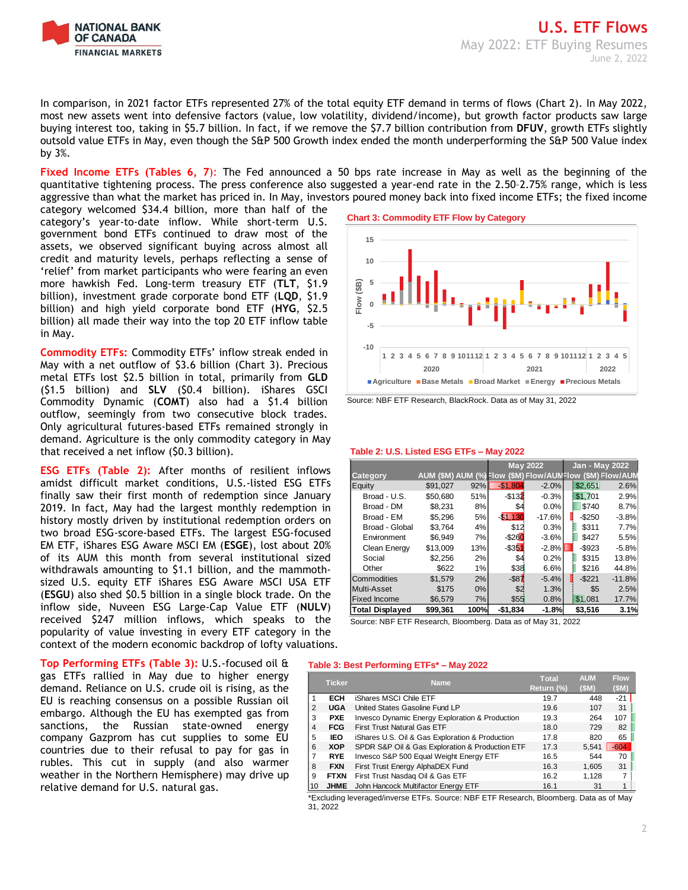In comparison, in 2021 factor ETFs represented 27% of the total equity ETF demand in terms of flows (Chart 2). In May 2022, most new assets went into defensive factors (value, low volatility, dividend/income), but growth factor products saw large buying interest too, taking in $5.7 billion. In fact, if we remove the $7.7 billion contribution from **DFUV**, growth ETFs slightly outsold value ETFs in May, even though the S&P 500 Growth index ended the month underperforming the S&P 500 Value index by 3%.

**Fixed Income ETFs (Tables 6, 7):** The Fed announced a 50 bps rate increase in May as well as the beginning of the quantitative tightening process. The press conference also suggested a year-end rate in the 2.50–2.75% range, which is less aggressive than what the market has priced in. In May, investors poured money back into fixed income ETFs; the fixed income category welcomed $34.4 billion, more than half of the category's year-to-date inflow. While short-term U.S. government bond ETFs continued to draw most of the assets, we observed significant buying across almost all credit and maturity levels, perhaps reflecting a sense of 'relief' from market participants who were fearing an even more hawkish Fed. Long-term treasury ETF (**TLT**, $1.9 billion), investment grade corporate bond ETF (**LQD**, $1.9 billion) and high yield corporate bond ETF (**HYG**, $2.5 billion) all made their way into the top 20 ETF inflow table in May.

**Commodity ETFs:** Commodity ETFs' inflow streak ended in May with a net outflow of $3.6 billion (Chart 3). Precious metal ETFs lost $2.5 billion in total, primarily from **GLD** ($1.5 billion) and **SLV** ($0.4 billion). iShares GSCI Commodity Dynamic (**COMT**) also had a $1.4 billion outflow, seemingly from two consecutive block trades. Only agricultural futures-based ETFs remained strongly in demand. Agriculture is the only commodity category in May that received a net inflow ($0.3 billion).

**Chart 3: Commodity ETF Flow by Category**

Source: NBF ETF Research, BlackRock. Data as of May 31, 2022

**ESG ETFs (Table 2):** After months of resilient inflows amidst difficult market conditions, U.S.-listed ESG ETFs finally saw their first month of redemption since January 2019. In fact, May had the largest monthly redemption in history mostly driven by institutional redemption orders on two broad ESG-score-based ETFs. The largest ESG-focused EM ETF, iShares ESG Aware MSCI EM (**ESGE**), lost about 20% of its AUM this month from several institutional sized withdrawals amounting to $1.1 billion, and the mammoth-sized U.S. equity ETF iShares ESG Aware MSCI USA ETF (**ESGU**) also shed $0.5 billion in a single block trade. On the inflow side, Nuveen ESG Large-Cap Value ETF (**NULV**) received $247 million inflows, which speaks to the popularity of value investing in every ETF category in the context of the modern economic backdrop of lofty valuations.

**Table 2: U.S. Listed ESG ETFs – May 2022**

| Category | AUM ($M) | AUM (%) | May 2022 Flow ($M) | May 2022 Flow/AUM | Jan - May 2022 Flow ($M) | Jan - May 2022 Flow/AUM |
|---|---|---|---|---|---|---|
| Equity | $91,027 | 92% | -$1,804 | -2.0% | $2,651 | 2.6% |
| Broad - U.S. | $50,680 | 51% | -$132 | -0.3% | $1,701 | 2.9% |
| Broad - DM | $8,231 | 8% | $4 | 0.0% | $740 | 8.7% |
| Broad - EM | $5,296 | 5% | -$1,130 | -17.6% | -$250 | -3.8% |
| Broad - Global | $3,764 | 4% | $12 | 0.3% | $311 | 7.7% |
| Environment | $6,949 | 7% | -$260 | -3.6% | $427 | 5.5% |
| Clean Energy | $13,009 | 13% | -$351 | -2.8% | -$923 | -5.8% |
| Social | $2,256 | 2% | $4 | 0.2% | $315 | 13.8% |
| Other | $622 | 1% | $38 | 6.6% | $216 | 44.8% |
| Commodities | $1,579 | 2% | -$87 | -5.4% | -$221 | -11.8% |
| Multi-Asset | $175 | 0% | $2 | 1.3% | $5 | 2.5% |
| Fixed Income | $6,579 | 7% | $55 | 0.8% | $1,081 | 17.7% |
| **Total Displayed** | **$99,361** | **100%** | **-$1,834** | **-1.8%** | **$3,516** | **3.1%** |

Source: NBF ETF Research, Bloomberg. Data as of May 31, 2022

**Top Performing ETFs (Table 3):** U.S.-focused oil & gas ETFs rallied in May due to higher energy demand. Reliance on U.S. crude oil is rising, as the EU is reaching consensus on a possible Russian oil embargo. Although the EU has exempted gas from sanctions, the Russian state-owned energy company Gazprom has cut supplies to some EU countries due to their refusal to pay for gas in rubles. This cut in supply (and also warmer weather in the Northern Hemisphere) may drive up relative demand for U.S. natural gas.

**Table 3: Best Performing ETFs* – May 2022**

| | Ticker | Name | Total Return (%) | AUM ($M) | Flow ($M) |
|---|---|---|---|---|---|
| 1 | ECH | iShares MSCI Chile ETF | 19.7 | 448 | -21 |
| 2 | UGA | United States Gasoline Fund LP | 19.6 | 107 | 31 |
| 3 | PXE | Invesco Dynamic Energy Exploration & Production | 19.3 | 264 | 107 |
| 4 | FCG | First Trust Natural Gas ETF | 18.0 | 729 | 82 |
| 5 | IEO | iShares U.S. Oil & Gas Exploration & Production | 17.8 | 820 | 65 |
| 6 | XOP | SPDR S&P Oil & Gas Exploration & Production ETF | 17.3 | 5,541 | -604 |
| 7 | RYE | Invesco S&P 500 Equal Weight Energy ETF | 16.5 | 544 | 70 |
| 8 | FXN | First Trust Energy AlphaDEX Fund | 16.3 | 1,605 | 31 |
| 9 | FTXN | First Trust Nasdaq Oil & Gas ETF | 16.2 | 1,128 | 7 |
| 10 | JHME | John Hancock Multifactor Energy ETF | 16.1 | 31 | 1 |

*Excluding leveraged/inverse ETFs. Source: NBF ETF Research, Bloomberg. Data as of May 31, 2022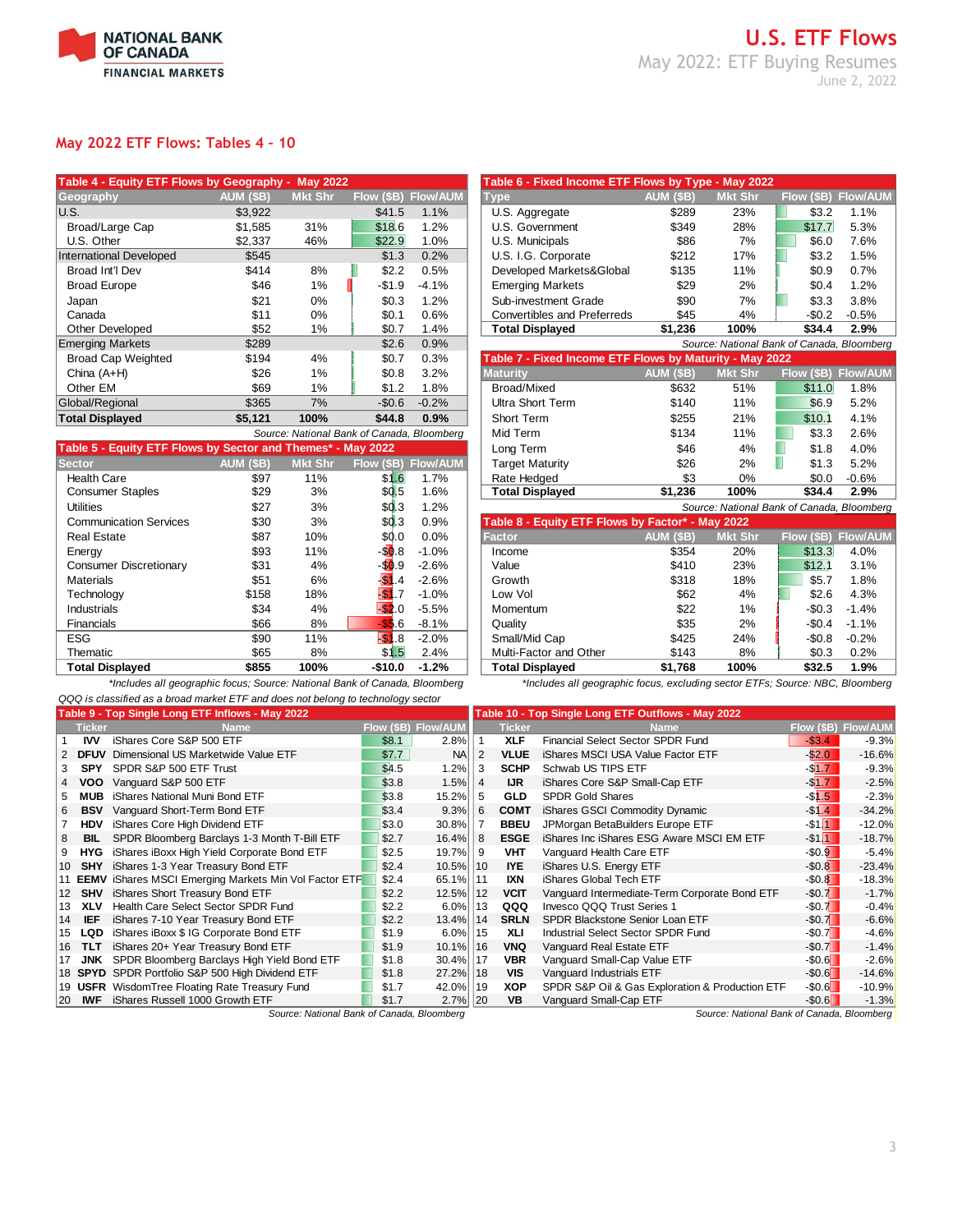## May 2022 ETF Flows: Tables 4 – 10

**Table 4 - Equity ETF Flows by Geography - May 2022**

| Geography | AUM ($B) | Mkt Shr | Flow ($B) | Flow/AUM |
|---|---|---|---|---|
| U.S. | $3,922 | | $41.5 | 1.1% |
| Broad/Large Cap | $1,585 | 31% | $18.6 | 1.2% |
| U.S. Other | $2,337 | 46% | $22.9 | 1.0% |
| International Developed | $545 | | $1.3 | 0.2% |
| Broad Int'l Dev | $414 | 8% | $2.2 | 0.5% |
| Broad Europe | $46 | 1% | -$1.9 | -4.1% |
| Japan | $21 | 0% | $0.3 | 1.2% |
| Canada | $11 | 0% | $0.1 | 0.6% |
| Other Developed | $52 | 1% | $0.7 | 1.4% |
| Emerging Markets | $289 | | $2.6 | 0.9% |
| Broad Cap Weighted | $194 | 4% | $0.7 | 0.3% |
| China (A+H) | $26 | 1% | $0.8 | 3.2% |
| Other EM | $69 | 1% | $1.2 | 1.8% |
| Global/Regional | $365 | 7% | -$0.6 | -0.2% |
| **Total Displayed** | **$5,121** | **100%** | **$44.8** | **0.9%** |

*Source: National Bank of Canada, Bloomberg*

**Table 5 - Equity ETF Flows by Sector and Themes* - May 2022**

| Sector | AUM ($B) | Mkt Shr | Flow ($B) | Flow/AUM |
|---|---|---|---|---|
| Health Care | $97 | 11% | $1.6 | 1.7% |
| Consumer Staples | $29 | 3% | $0.5 | 1.6% |
| Utilities | $27 | 3% | $0.3 | 1.2% |
| Communication Services | $30 | 3% | $0.3 | 0.9% |
| Real Estate | $87 | 10% | $0.0 | 0.0% |
| Energy | $93 | 11% | -$0.8 | -1.0% |
| Consumer Discretionary | $31 | 4% | -$0.9 | -2.6% |
| Materials | $51 | 6% | -$1.4 | -2.6% |
| Technology | $158 | 18% | -$1.7 | -1.0% |
| Industrials | $34 | 4% | -$2.0 | -5.5% |
| Financials | $66 | 8% | -$5.6 | -8.1% |
| ESG | $90 | 11% | -$1.8 | -2.0% |
| Thematic | $65 | 8% | $1.5 | 2.4% |
| **Total Displayed** | **$855** | **100%** | **-$10.0** | **-1.2%** |

*\*Includes all geographic focus; Source: National Bank of Canada, Bloomberg*

*QQQ is classified as a broad market ETF and does not belong to technology sector*

**Table 6 - Fixed Income ETF Flows by Type - May 2022**

| Type | AUM ($B) | Mkt Shr | Flow ($B) | Flow/AUM |
|---|---|---|---|---|
| U.S. Aggregate | $289 | 23% | $3.2 | 1.1% |
| U.S. Government | $349 | 28% | $17.7 | 5.3% |
| U.S. Municipals | $86 | 7% | $6.0 | 7.6% |
| U.S. I.G. Corporate | $212 | 17% | $3.2 | 1.5% |
| Developed Markets&Global | $135 | 11% | $0.9 | 0.7% |
| Emerging Markets | $29 | 2% | $0.4 | 1.2% |
| Sub-investment Grade | $90 | 7% | $3.3 | 3.8% |
| Convertibles and Preferreds | $45 | 4% | -$0.2 | -0.5% |
| **Total Displayed** | **$1,236** | **100%** | **$34.4** | **2.9%** |

*Source: National Bank of Canada, Bloomberg*

**Table 7 - Fixed Income ETF Flows by Maturity - May 2022**

| Maturity | AUM ($B) | Mkt Shr | Flow ($B) | Flow/AUM |
|---|---|---|---|---|
| Broad/Mixed | $632 | 51% | $11.0 | 1.8% |
| Ultra Short Term | $140 | 11% | $6.9 | 5.2% |
| Short Term | $255 | 21% | $10.1 | 4.1% |
| Mid Term | $134 | 11% | $3.3 | 2.6% |
| Long Term | $46 | 4% | $1.8 | 4.0% |
| Target Maturity | $26 | 2% | $1.3 | 5.2% |
| Rate Hedged | $3 | 0% | $0.0 | -0.6% |
| **Total Displayed** | **$1,236** | **100%** | **$34.4** | **2.9%** |

*Source: National Bank of Canada, Bloomberg*

**Table 8 - Equity ETF Flows by Factor* - May 2022**

| Factor | AUM ($B) | Mkt Shr | Flow ($B) | Flow/AUM |
|---|---|---|---|---|
| Income | $354 | 20% | $13.3 | 4.0% |
| Value | $410 | 23% | $12.1 | 3.1% |
| Growth | $318 | 18% | $5.7 | 1.8% |
| Low Vol | $62 | 4% | $2.6 | 4.3% |
| Momentum | $22 | 1% | -$0.3 | -1.4% |
| Quality | $35 | 2% | -$0.4 | -1.1% |
| Small/Mid Cap | $425 | 24% | -$0.8 | -0.2% |
| Multi-Factor and Other | $143 | 8% | $0.3 | 0.2% |
| **Total Displayed** | **$1,768** | **100%** | **$32.5** | **1.9%** |

*\*Includes all geographic focus, excluding sector ETFs; Source: NBC, Bloomberg*

**Table 9 - Top Single Long ETF Inflows - May 2022**

| | Ticker | Name | Flow ($B) | Flow/AUM |
|---|---|---|---|---|
| 1 | **IVV** | iShares Core S&P 500 ETF | $8.1 | 2.8% |
| 2 | **DFUV** | Dimensional US Marketwide Value ETF | $7.7 | NA |
| 3 | **SPY** | SPDR S&P 500 ETF Trust | $4.5 | 1.2% |
| 4 | **VOO** | Vanguard S&P 500 ETF | $3.8 | 1.5% |
| 5 | **MUB** | iShares National Muni Bond ETF | $3.8 | 15.2% |
| 6 | **BSV** | Vanguard Short-Term Bond ETF | $3.4 | 9.3% |
| 7 | **HDV** | iShares Core High Dividend ETF | $3.0 | 30.8% |
| 8 | **BIL** | SPDR Bloomberg Barclays 1-3 Month T-Bill ETF | $2.7 | 16.4% |
| 9 | **HYG** | iShares iBoxx High Yield Corporate Bond ETF | $2.5 | 19.7% |
| 10 | **SHY** | iShares 1-3 Year Treasury Bond ETF | $2.4 | 10.5% |
| 11 | **EEMV** | iShares MSCI Emerging Markets Min Vol Factor ETF | $2.4 | 65.1% |
| 12 | **SHV** | iShares Short Treasury Bond ETF | $2.2 | 12.5% |
| 13 | **XLV** | Health Care Select Sector SPDR Fund | $2.2 | 6.0% |
| 14 | **IEF** | iShares 7-10 Year Treasury Bond ETF | $2.2 | 13.4% |
| 15 | **LQD** | iShares iBoxx $ IG Corporate Bond ETF | $1.9 | 6.0% |
| 16 | **TLT** | iShares 20+ Year Treasury Bond ETF | $1.9 | 10.1% |
| 17 | **JNK** | SPDR Bloomberg Barclays High Yield Bond ETF | $1.8 | 30.4% |
| 18 | **SPYD** | SPDR Portfolio S&P 500 High Dividend ETF | $1.8 | 27.2% |
| 19 | **USFR** | WisdomTree Floating Rate Treasury Fund | $1.7 | 42.0% |
| 20 | **IWF** | iShares Russell 1000 Growth ETF | $1.7 | 2.7% |

*Source: National Bank of Canada, Bloomberg*

**Table 10 - Top Single Long ETF Outflows - May 2022**

| | Ticker | Name | Flow ($B) | Flow/AUM |
|---|---|---|---|---|
| 1 | **XLF** | Financial Select Sector SPDR Fund | -$3.4 | -9.3% |
| 2 | **VLUE** | iShares MSCI USA Value Factor ETF | -$2.0 | -16.6% |
| 3 | **SCHP** | Schwab US TIPS ETF | -$1.7 | -9.3% |
| 4 | **IJR** | iShares Core S&P Small-Cap ETF | -$1.7 | -2.5% |
| 5 | **GLD** | SPDR Gold Shares | -$1.5 | -2.3% |
| 6 | **COMT** | iShares GSCI Commodity Dynamic | -$1.4 | -34.2% |
| 7 | **BBEU** | JPMorgan BetaBuilders Europe ETF | -$1.1 | -12.0% |
| 8 | **ESGE** | iShares Inc iShares ESG Aware MSCI EM ETF | -$1.1 | -18.7% |
| 9 | **VHT** | Vanguard Health Care ETF | -$0.9 | -5.4% |
| 10 | **IYE** | iShares U.S. Energy ETF | -$0.8 | -23.4% |
| 11 | **IXN** | iShares Global Tech ETF | -$0.8 | -18.3% |
| 12 | **VCIT** | Vanguard Intermediate-Term Corporate Bond ETF | -$0.7 | -1.7% |
| 13 | **QQQ** | Invesco QQQ Trust Series 1 | -$0.7 | -0.4% |
| 14 | **SRLN** | SPDR Blackstone Senior Loan ETF | -$0.7 | -6.6% |
| 15 | **XLI** | Industrial Select Sector SPDR Fund | -$0.7 | -4.6% |
| 16 | **VNQ** | Vanguard Real Estate ETF | -$0.7 | -1.4% |
| 17 | **VBR** | Vanguard Small-Cap Value ETF | -$0.6 | -2.6% |
| 18 | **VIS** | Vanguard Industrials ETF | -$0.6 | -14.6% |
| 19 | **XOP** | SPDR S&P Oil & Gas Exploration & Production ETF | -$0.6 | -10.9% |
| 20 | **VB** | Vanguard Small-Cap ETF | -$0.6 | -1.3% |

*Source: National Bank of Canada, Bloomberg*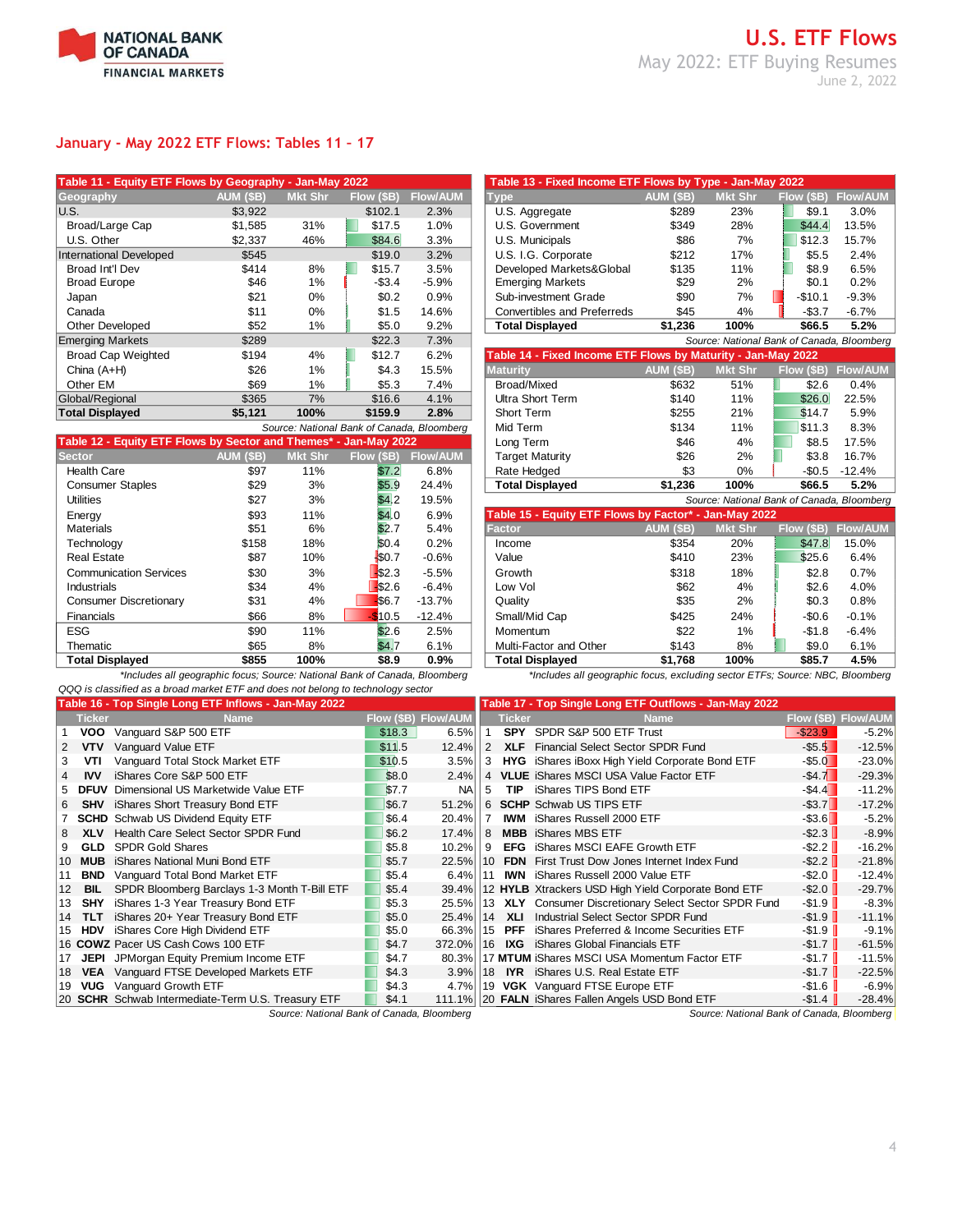**U.S. ETF Flows**
May 2022: ETF Buying Resumes
June 2, 2022

## January - May 2022 ETF Flows: Tables 11 - 17

**Table 11 - Equity ETF Flows by Geography - Jan-May 2022**

| Geography | AUM ($B) | Mkt Shr | Flow ($B) | Flow/AUM |
|---|---|---|---|---|
| U.S. | $3,922 | | $102.1 | 2.3% |
| Broad/Large Cap | $1,585 | 31% | $17.5 | 1.0% |
| U.S. Other | $2,337 | 46% | $84.6 | 3.3% |
| International Developed | $545 | | $19.0 | 3.2% |
| Broad Int'l Dev | $414 | 8% | $15.7 | 3.5% |
| Broad Europe | $46 | 1% | -$3.4 | -5.9% |
| Japan | $21 | 0% | $0.2 | 0.9% |
| Canada | $11 | 0% | $1.5 | 14.6% |
| Other Developed | $52 | 1% | $5.0 | 9.2% |
| Emerging Markets | $289 | | $22.3 | 7.3% |
| Broad Cap Weighted | $194 | 4% | $12.7 | 6.2% |
| China (A+H) | $26 | 1% | $4.3 | 15.5% |
| Other EM | $69 | 1% | $5.3 | 7.4% |
| Global/Regional | $365 | 7% | $16.6 | 4.1% |
| **Total Displayed** | **$5,121** | **100%** | **$159.9** | **2.8%** |

*Source: National Bank of Canada, Bloomberg*

**Table 12 - Equity ETF Flows by Sector and Themes* - Jan-May 2022**

| Sector | AUM ($B) | Mkt Shr | Flow ($B) | Flow/AUM |
|---|---|---|---|---|
| Health Care | $97 | 11% | $7.2 | 6.8% |
| Consumer Staples | $29 | 3% | $5.9 | 24.4% |
| Utilities | $27 | 3% | $4.2 | 19.5% |
| Energy | $93 | 11% | $4.0 | 6.9% |
| Materials | $51 | 6% | $2.7 | 5.4% |
| Technology | $158 | 18% | $0.4 | 0.2% |
| Real Estate | $87 | 10% | -$0.7 | -0.6% |
| Communication Services | $30 | 3% | -$2.3 | -5.5% |
| Industrials | $34 | 4% | -$2.6 | -6.4% |
| Consumer Discretionary | $31 | 4% | -$6.7 | -13.7% |
| Financials | $66 | 8% | -$10.5 | -12.4% |
| ESG | $90 | 11% | $2.6 | 2.5% |
| Thematic | $65 | 8% | $4.7 | 6.1% |
| **Total Displayed** | **$855** | **100%** | **$8.9** | **0.9%** |

*\*Includes all geographic focus; Source: National Bank of Canada, Bloomberg*

*QQQ is classified as a broad market ETF and does not belong to technology sector*

**Table 13 - Fixed Income ETF Flows by Type - Jan-May 2022**

| Type | AUM ($B) | Mkt Shr | Flow ($B) | Flow/AUM |
|---|---|---|---|---|
| U.S. Aggregate | $289 | 23% | $9.1 | 3.0% |
| U.S. Government | $349 | 28% | $44.4 | 13.5% |
| U.S. Municipals | $86 | 7% | $12.3 | 15.7% |
| U.S. I.G. Corporate | $212 | 17% | $5.5 | 2.4% |
| Developed Markets&Global | $135 | 11% | $8.9 | 6.5% |
| Emerging Markets | $29 | 2% | $0.1 | 0.2% |
| Sub-investment Grade | $90 | 7% | -$10.1 | -9.3% |
| Convertibles and Preferreds | $45 | 4% | -$3.7 | -6.7% |
| **Total Displayed** | **$1,236** | **100%** | **$66.5** | **5.2%** |

*Source: National Bank of Canada, Bloomberg*

**Table 14 - Fixed Income ETF Flows by Maturity - Jan-May 2022**

| Maturity | AUM ($B) | Mkt Shr | Flow ($B) | Flow/AUM |
|---|---|---|---|---|
| Broad/Mixed | $632 | 51% | $2.6 | 0.4% |
| Ultra Short Term | $140 | 11% | $26.0 | 22.5% |
| Short Term | $255 | 21% | $14.7 | 5.9% |
| Mid Term | $134 | 11% | $11.3 | 8.3% |
| Long Term | $46 | 4% | $8.5 | 17.5% |
| Target Maturity | $26 | 2% | $3.8 | 16.7% |
| Rate Hedged | $3 | 0% | -$0.5 | -12.4% |
| **Total Displayed** | **$1,236** | **100%** | **$66.5** | **5.2%** |

*Source: National Bank of Canada, Bloomberg*

**Table 15 - Equity ETF Flows by Factor* - Jan-May 2022**

| Factor | AUM ($B) | Mkt Shr | Flow ($B) | Flow/AUM |
|---|---|---|---|---|
| Income | $354 | 20% | $47.8 | 15.0% |
| Value | $410 | 23% | $25.6 | 6.4% |
| Growth | $318 | 18% | $2.8 | 0.7% |
| Low Vol | $62 | 4% | $2.6 | 4.0% |
| Quality | $35 | 2% | $0.3 | 0.8% |
| Small/Mid Cap | $425 | 24% | -$0.6 | -0.1% |
| Momentum | $22 | 1% | -$1.8 | -6.4% |
| Multi-Factor and Other | $143 | 8% | $9.0 | 6.1% |
| **Total Displayed** | **$1,768** | **100%** | **$85.7** | **4.5%** |

*\*Includes all geographic focus, excluding sector ETFs; Source: NBC, Bloomberg*

**Table 16 - Top Single Long ETF Inflows - Jan-May 2022**

| | Ticker | Name | Flow ($B) | Flow/AUM |
|---|---|---|---|---|
| 1 | **VOO** | Vanguard S&P 500 ETF | $18.3 | 6.5% |
| 2 | **VTV** | Vanguard Value ETF | $11.5 | 12.4% |
| 3 | **VTI** | Vanguard Total Stock Market ETF | $10.5 | 3.5% |
| 4 | **IVV** | iShares Core S&P 500 ETF | $8.0 | 2.4% |
| 5 | **DFUV** | Dimensional US Marketwide Value ETF | $7.7 | NA |
| 6 | **SHV** | iShares Short Treasury Bond ETF | $6.7 | 51.2% |
| 7 | **SCHD** | Schwab US Dividend Equity ETF | $6.4 | 20.4% |
| 8 | **XLV** | Health Care Select Sector SPDR Fund | $6.2 | 17.4% |
| 9 | **GLD** | SPDR Gold Shares | $5.8 | 10.2% |
| 10 | **MUB** | iShares National Muni Bond ETF | $5.7 | 22.5% |
| 11 | **BND** | Vanguard Total Bond Market ETF | $5.4 | 6.4% |
| 12 | **BIL** | SPDR Bloomberg Barclays 1-3 Month T-Bill ETF | $5.4 | 39.4% |
| 13 | **SHY** | iShares 1-3 Year Treasury Bond ETF | $5.3 | 25.5% |
| 14 | **TLT** | iShares 20+ Year Treasury Bond ETF | $5.0 | 25.4% |
| 15 | **HDV** | iShares Core High Dividend ETF | $5.0 | 66.3% |
| 16 | **COWZ** | Pacer US Cash Cows 100 ETF | $4.7 | 372.0% |
| 17 | **JEPI** | JPMorgan Equity Premium Income ETF | $4.7 | 80.3% |
| 18 | **VEA** | Vanguard FTSE Developed Markets ETF | $4.3 | 3.9% |
| 19 | **VUG** | Vanguard Growth ETF | $4.3 | 4.7% |
| 20 | **SCHR** | Schwab Intermediate-Term U.S. Treasury ETF | $4.1 | 111.1% |

*Source: National Bank of Canada, Bloomberg*

**Table 17 - Top Single Long ETF Outflows - Jan-May 2022**

| | Ticker | Name | Flow ($B) | Flow/AUM |
|---|---|---|---|---|
| 1 | **SPY** | SPDR S&P 500 ETF Trust | -$23.9 | -5.2% |
| 2 | **XLF** | Financial Select Sector SPDR Fund | -$5.5 | -12.5% |
| 3 | **HYG** | iShares iBoxx High Yield Corporate Bond ETF | -$5.0 | -23.0% |
| 4 | **VLUE** | iShares MSCI USA Value Factor ETF | -$4.7 | -29.3% |
| 5 | **TIP** | iShares TIPS Bond ETF | -$4.4 | -11.2% |
| 6 | **SCHP** | Schwab US TIPS ETF | -$3.7 | -17.2% |
| 7 | **IWM** | iShares Russell 2000 ETF | -$3.6 | -5.2% |
| 8 | **MBB** | iShares MBS ETF | -$2.3 | -8.9% |
| 9 | **EFG** | iShares MSCI EAFE Growth ETF | -$2.2 | -16.2% |
| 10 | **FDN** | First Trust Dow Jones Internet Index Fund | -$2.2 | -21.8% |
| 11 | **IWN** | iShares Russell 2000 Value ETF | -$2.0 | -12.4% |
| 12 | **HYLB** | Xtrackers USD High Yield Corporate Bond ETF | -$2.0 | -29.7% |
| 13 | **XLY** | Consumer Discretionary Select Sector SPDR Fund | -$1.9 | -8.3% |
| 14 | **XLI** | Industrial Select Sector SPDR Fund | -$1.9 | -11.1% |
| 15 | **PFF** | iShares Preferred & Income Securities ETF | -$1.9 | -9.1% |
| 16 | **IXG** | iShares Global Financials ETF | -$1.7 | -61.5% |
| 17 | **MTUM** | iShares MSCI USA Momentum Factor ETF | -$1.7 | -11.5% |
| 18 | **IYR** | iShares U.S. Real Estate ETF | -$1.7 | -22.5% |
| 19 | **VGK** | Vanguard FTSE Europe ETF | -$1.6 | -6.9% |
| 20 | **FALN** | iShares Fallen Angels USD Bond ETF | -$1.4 | -28.4% |

*Source: National Bank of Canada, Bloomberg*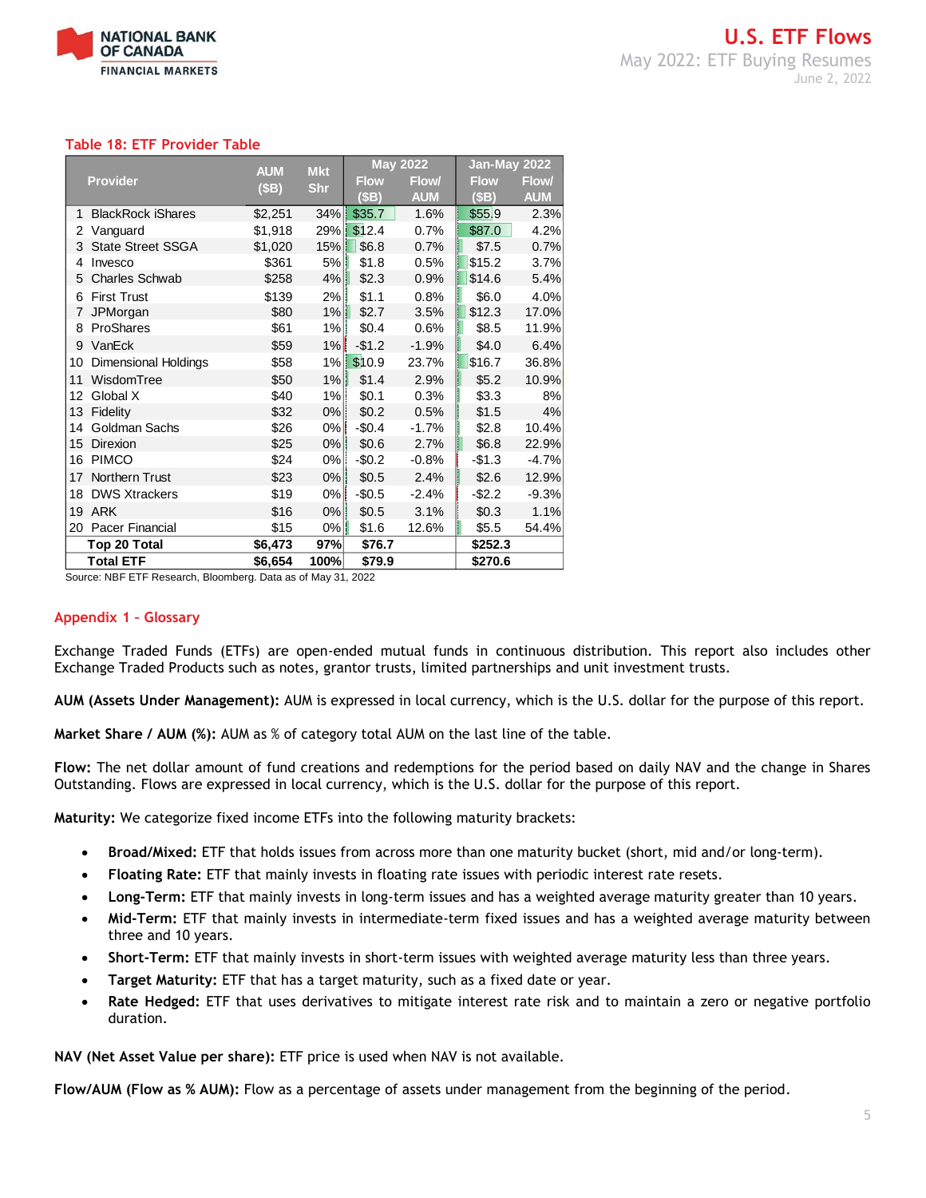### Table 18: ETF Provider Table

| | Provider | AUM ($B) | Mkt Shr | May 2022 Flow ($B) | May 2022 Flow/ AUM | Jan-May 2022 Flow ($B) | Jan-May 2022 Flow/ AUM |
|---|---|---|---|---|---|---|---|
| 1 | BlackRock iShares | $2,251 | 34% | $35.7 | 1.6% | $55.9 | 2.3% |
| 2 | Vanguard | $1,918 | 29% | $12.4 | 0.7% | $87.0 | 4.2% |
| 3 | State Street SSGA | $1,020 | 15% | $6.8 | 0.7% | $7.5 | 0.7% |
| 4 | Invesco | $361 | 5% | $1.8 | 0.5% | $15.2 | 3.7% |
| 5 | Charles Schwab | $258 | 4% | $2.3 | 0.9% | $14.6 | 5.4% |
| 6 | First Trust | $139 | 2% | $1.1 | 0.8% | $6.0 | 4.0% |
| 7 | JPMorgan | $80 | 1% | $2.7 | 3.5% | $12.3 | 17.0% |
| 8 | ProShares | $61 | 1% | $0.4 | 0.6% | $8.5 | 11.9% |
| 9 | VanEck | $59 | 1% | -$1.2 | -1.9% | $4.0 | 6.4% |
| 10 | Dimensional Holdings | $58 | 1% | $10.9 | 23.7% | $16.7 | 36.8% |
| 11 | WisdomTree | $50 | 1% | $1.4 | 2.9% | $5.2 | 10.9% |
| 12 | Global X | $40 | 1% | $0.1 | 0.3% | $3.3 | 8% |
| 13 | Fidelity | $32 | 0% | $0.2 | 0.5% | $1.5 | 4% |
| 14 | Goldman Sachs | $26 | 0% | -$0.4 | -1.7% | $2.8 | 10.4% |
| 15 | Direxion | $25 | 0% | $0.6 | 2.7% | $6.8 | 22.9% |
| 16 | PIMCO | $24 | 0% | -$0.2 | -0.8% | -$1.3 | -4.7% |
| 17 | Northern Trust | $23 | 0% | $0.5 | 2.4% | $2.6 | 12.9% |
| 18 | DWS Xtrackers | $19 | 0% | -$0.5 | -2.4% | -$2.2 | -9.3% |
| 19 | ARK | $16 | 0% | $0.5 | 3.1% | $0.3 | 1.1% |
| 20 | Pacer Financial | $15 | 0% | $1.6 | 12.6% | $5.5 | 54.4% |
| | **Top 20 Total** | **$6,473** | **97%** | **$76.7** | | **$252.3** | |
| | **Total ETF** | **$6,654** | **100%** | **$79.9** | | **$270.6** | |

Source: NBF ETF Research, Bloomberg. Data as of May 31, 2022

## Appendix 1 – Glossary

Exchange Traded Funds (ETFs) are open-ended mutual funds in continuous distribution. This report also includes other Exchange Traded Products such as notes, grantor trusts, limited partnerships and unit investment trusts.

**AUM (Assets Under Management):** AUM is expressed in local currency, which is the U.S. dollar for the purpose of this report.

**Market Share / AUM (%):** AUM as % of category total AUM on the last line of the table.

**Flow:** The net dollar amount of fund creations and redemptions for the period based on daily NAV and the change in Shares Outstanding. Flows are expressed in local currency, which is the U.S. dollar for the purpose of this report.

**Maturity:** We categorize fixed income ETFs into the following maturity brackets:

- **Broad/Mixed:** ETF that holds issues from across more than one maturity bucket (short, mid and/or long-term).
- **Floating Rate:** ETF that mainly invests in floating rate issues with periodic interest rate resets.
- **Long-Term:** ETF that mainly invests in long-term issues and has a weighted average maturity greater than 10 years.
- **Mid-Term:** ETF that mainly invests in intermediate-term fixed issues and has a weighted average maturity between three and 10 years.
- **Short-Term:** ETF that mainly invests in short-term issues with weighted average maturity less than three years.
- **Target Maturity:** ETF that has a target maturity, such as a fixed date or year.
- **Rate Hedged:** ETF that uses derivatives to mitigate interest rate risk and to maintain a zero or negative portfolio duration.

**NAV (Net Asset Value per share):** ETF price is used when NAV is not available.

**Flow/AUM (Flow as % AUM):** Flow as a percentage of assets under management from the beginning of the period.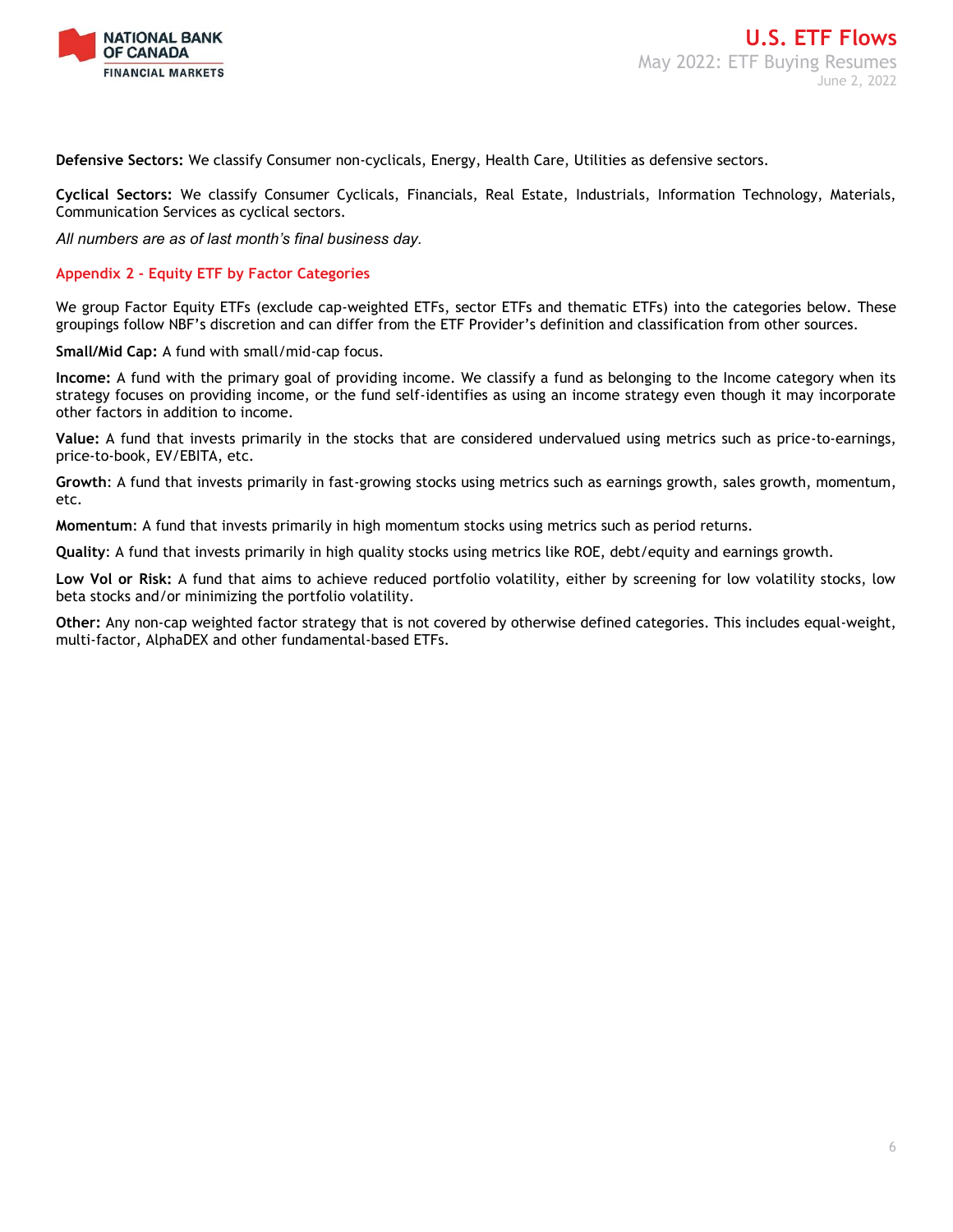**Defensive Sectors:** We classify Consumer non-cyclicals, Energy, Health Care, Utilities as defensive sectors.

**Cyclical Sectors:** We classify Consumer Cyclicals, Financials, Real Estate, Industrials, Information Technology, Materials, Communication Services as cyclical sectors.

*All numbers are as of last month's final business day.*

## Appendix 2 - Equity ETF by Factor Categories

We group Factor Equity ETFs (exclude cap-weighted ETFs, sector ETFs and thematic ETFs) into the categories below. These groupings follow NBF's discretion and can differ from the ETF Provider's definition and classification from other sources.

**Small/Mid Cap:** A fund with small/mid-cap focus.

**Income:** A fund with the primary goal of providing income. We classify a fund as belonging to the Income category when its strategy focuses on providing income, or the fund self-identifies as using an income strategy even though it may incorporate other factors in addition to income.

**Value:** A fund that invests primarily in the stocks that are considered undervalued using metrics such as price-to-earnings, price-to-book, EV/EBITA, etc.

**Growth**: A fund that invests primarily in fast-growing stocks using metrics such as earnings growth, sales growth, momentum, etc.

**Momentum**: A fund that invests primarily in high momentum stocks using metrics such as period returns.

**Quality**: A fund that invests primarily in high quality stocks using metrics like ROE, debt/equity and earnings growth.

**Low Vol or Risk:** A fund that aims to achieve reduced portfolio volatility, either by screening for low volatility stocks, low beta stocks and/or minimizing the portfolio volatility.

**Other:** Any non-cap weighted factor strategy that is not covered by otherwise defined categories. This includes equal-weight, multi-factor, AlphaDEX and other fundamental-based ETFs.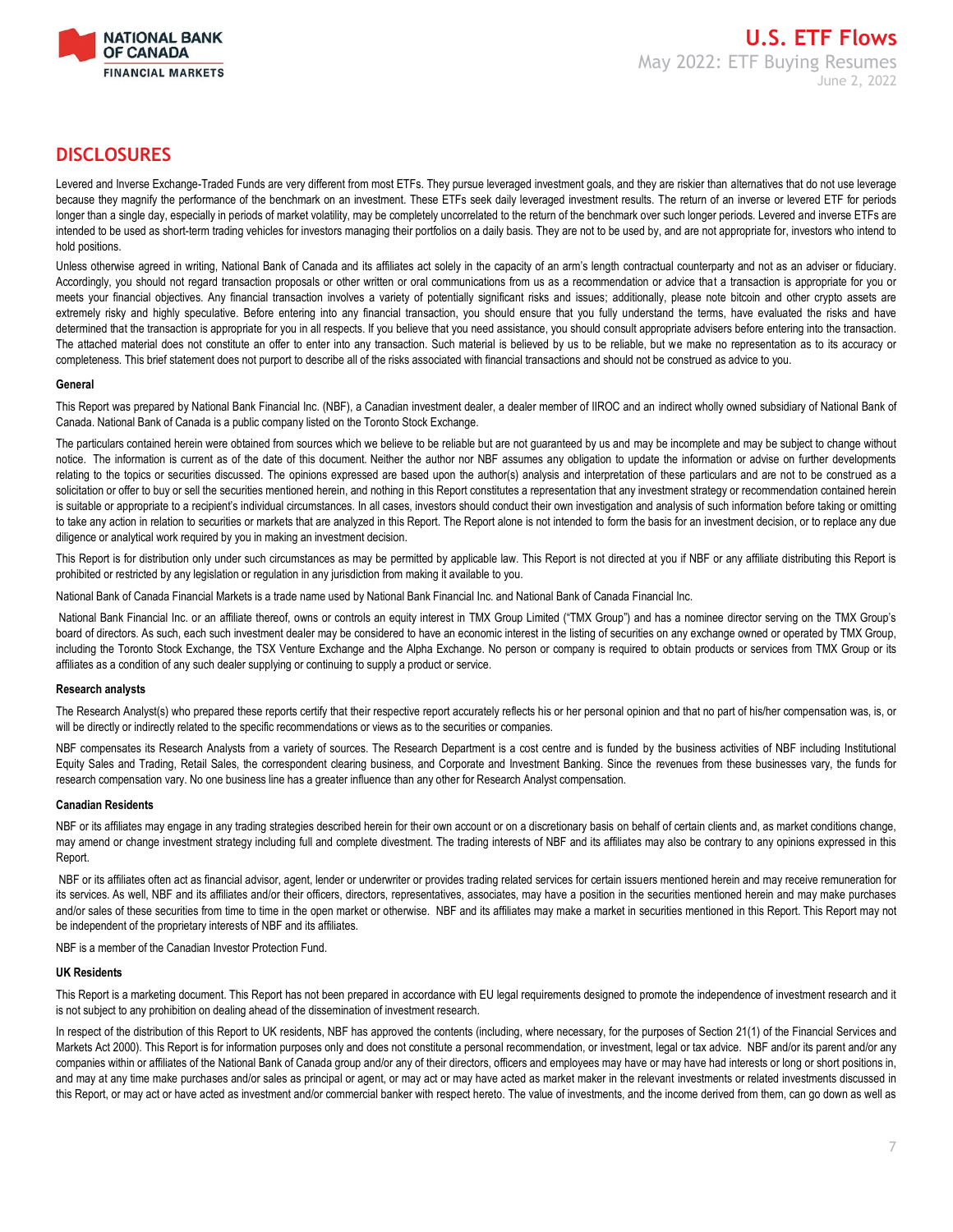## DISCLOSURES

Levered and Inverse Exchange-Traded Funds are very different from most ETFs. They pursue leveraged investment goals, and they are riskier than alternatives that do not use leverage because they magnify the performance of the benchmark on an investment. These ETFs seek daily leveraged investment results. The return of an inverse or levered ETF for periods longer than a single day, especially in periods of market volatility, may be completely uncorrelated to the return of the benchmark over such longer periods. Levered and inverse ETFs are intended to be used as short-term trading vehicles for investors managing their portfolios on a daily basis. They are not to be used by, and are not appropriate for, investors who intend to hold positions.

Unless otherwise agreed in writing, National Bank of Canada and its affiliates act solely in the capacity of an arm's length contractual counterparty and not as an adviser or fiduciary. Accordingly, you should not regard transaction proposals or other written or oral communications from us as a recommendation or advice that a transaction is appropriate for you or meets your financial objectives. Any financial transaction involves a variety of potentially significant risks and issues; additionally, please note bitcoin and other crypto assets are extremely risky and highly speculative. Before entering into any financial transaction, you should ensure that you fully understand the terms, have evaluated the risks and have determined that the transaction is appropriate for you in all respects. If you believe that you need assistance, you should consult appropriate advisers before entering into the transaction. The attached material does not constitute an offer to enter into any transaction. Such material is believed by us to be reliable, but we make no representation as to its accuracy or completeness. This brief statement does not purport to describe all of the risks associated with financial transactions and should not be construed as advice to you.

**General**

This Report was prepared by National Bank Financial Inc. (NBF), a Canadian investment dealer, a dealer member of IIROC and an indirect wholly owned subsidiary of National Bank of Canada. National Bank of Canada is a public company listed on the Toronto Stock Exchange.

The particulars contained herein were obtained from sources which we believe to be reliable but are not guaranteed by us and may be incomplete and may be subject to change without notice. The information is current as of the date of this document. Neither the author nor NBF assumes any obligation to update the information or advise on further developments relating to the topics or securities discussed. The opinions expressed are based upon the author(s) analysis and interpretation of these particulars and are not to be construed as a solicitation or offer to buy or sell the securities mentioned herein, and nothing in this Report constitutes a representation that any investment strategy or recommendation contained herein is suitable or appropriate to a recipient's individual circumstances. In all cases, investors should conduct their own investigation and analysis of such information before taking or omitting to take any action in relation to securities or markets that are analyzed in this Report. The Report alone is not intended to form the basis for an investment decision, or to replace any due diligence or analytical work required by you in making an investment decision.

This Report is for distribution only under such circumstances as may be permitted by applicable law. This Report is not directed at you if NBF or any affiliate distributing this Report is prohibited or restricted by any legislation or regulation in any jurisdiction from making it available to you.

National Bank of Canada Financial Markets is a trade name used by National Bank Financial Inc. and National Bank of Canada Financial Inc.

National Bank Financial Inc. or an affiliate thereof, owns or controls an equity interest in TMX Group Limited ("TMX Group") and has a nominee director serving on the TMX Group's board of directors. As such, each such investment dealer may be considered to have an economic interest in the listing of securities on any exchange owned or operated by TMX Group, including the Toronto Stock Exchange, the TSX Venture Exchange and the Alpha Exchange. No person or company is required to obtain products or services from TMX Group or its affiliates as a condition of any such dealer supplying or continuing to supply a product or service.

**Research analysts**

The Research Analyst(s) who prepared these reports certify that their respective report accurately reflects his or her personal opinion and that no part of his/her compensation was, is, or will be directly or indirectly related to the specific recommendations or views as to the securities or companies.

NBF compensates its Research Analysts from a variety of sources. The Research Department is a cost centre and is funded by the business activities of NBF including Institutional Equity Sales and Trading, Retail Sales, the correspondent clearing business, and Corporate and Investment Banking. Since the revenues from these businesses vary, the funds for research compensation vary. No one business line has a greater influence than any other for Research Analyst compensation.

**Canadian Residents**

NBF or its affiliates may engage in any trading strategies described herein for their own account or on a discretionary basis on behalf of certain clients and, as market conditions change, may amend or change investment strategy including full and complete divestment. The trading interests of NBF and its affiliates may also be contrary to any opinions expressed in this Report.

NBF or its affiliates often act as financial advisor, agent, lender or underwriter or provides trading related services for certain issuers mentioned herein and may receive remuneration for its services. As well, NBF and its affiliates and/or their officers, directors, representatives, associates, may have a position in the securities mentioned herein and may make purchases and/or sales of these securities from time to time in the open market or otherwise. NBF and its affiliates may make a market in securities mentioned in this Report. This Report may not be independent of the proprietary interests of NBF and its affiliates.

NBF is a member of the Canadian Investor Protection Fund.

**UK Residents**

This Report is a marketing document. This Report has not been prepared in accordance with EU legal requirements designed to promote the independence of investment research and it is not subject to any prohibition on dealing ahead of the dissemination of investment research.

In respect of the distribution of this Report to UK residents, NBF has approved the contents (including, where necessary, for the purposes of Section 21(1) of the Financial Services and Markets Act 2000). This Report is for information purposes only and does not constitute a personal recommendation, or investment, legal or tax advice. NBF and/or its parent and/or any companies within or affiliates of the National Bank of Canada group and/or any of their directors, officers and employees may have or may have had interests or long or short positions in, and may at any time make purchases and/or sales as principal or agent, or may act or may have acted as market maker in the relevant investments or related investments discussed in this Report, or may act or have acted as investment and/or commercial banker with respect hereto. The value of investments, and the income derived from them, can go down as well as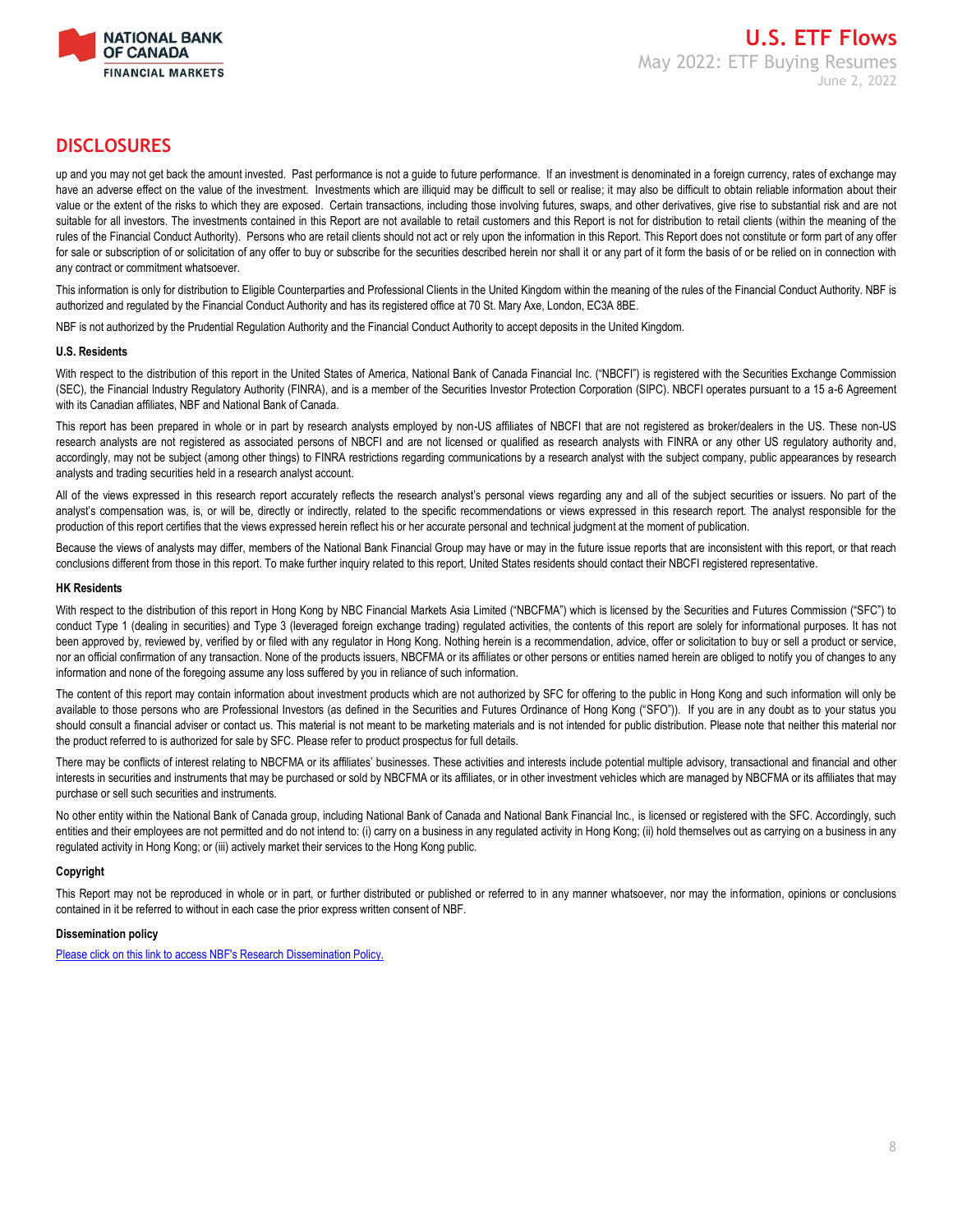## DISCLOSURES

up and you may not get back the amount invested. Past performance is not a guide to future performance. If an investment is denominated in a foreign currency, rates of exchange may have an adverse effect on the value of the investment. Investments which are illiquid may be difficult to sell or realise; it may also be difficult to obtain reliable information about their value or the extent of the risks to which they are exposed. Certain transactions, including those involving futures, swaps, and other derivatives, give rise to substantial risk and are not suitable for all investors. The investments contained in this Report are not available to retail customers and this Report is not for distribution to retail clients (within the meaning of the rules of the Financial Conduct Authority). Persons who are retail clients should not act or rely upon the information in this Report. This Report does not constitute or form part of any offer for sale or subscription of or solicitation of any offer to buy or subscribe for the securities described herein nor shall it or any part of it form the basis of or be relied on in connection with any contract or commitment whatsoever.

This information is only for distribution to Eligible Counterparties and Professional Clients in the United Kingdom within the meaning of the rules of the Financial Conduct Authority. NBF is authorized and regulated by the Financial Conduct Authority and has its registered office at 70 St. Mary Axe, London, EC3A 8BE.

NBF is not authorized by the Prudential Regulation Authority and the Financial Conduct Authority to accept deposits in the United Kingdom.

**U.S. Residents**

With respect to the distribution of this report in the United States of America, National Bank of Canada Financial Inc. ("NBCFI") is registered with the Securities Exchange Commission (SEC), the Financial Industry Regulatory Authority (FINRA), and is a member of the Securities Investor Protection Corporation (SIPC). NBCFI operates pursuant to a 15 a-6 Agreement with its Canadian affiliates, NBF and National Bank of Canada.

This report has been prepared in whole or in part by research analysts employed by non-US affiliates of NBCFI that are not registered as broker/dealers in the US. These non-US research analysts are not registered as associated persons of NBCFI and are not licensed or qualified as research analysts with FINRA or any other US regulatory authority and, accordingly, may not be subject (among other things) to FINRA restrictions regarding communications by a research analyst with the subject company, public appearances by research analysts and trading securities held in a research analyst account.

All of the views expressed in this research report accurately reflects the research analyst's personal views regarding any and all of the subject securities or issuers. No part of the analyst's compensation was, is, or will be, directly or indirectly, related to the specific recommendations or views expressed in this research report. The analyst responsible for the production of this report certifies that the views expressed herein reflect his or her accurate personal and technical judgment at the moment of publication.

Because the views of analysts may differ, members of the National Bank Financial Group may have or may in the future issue reports that are inconsistent with this report, or that reach conclusions different from those in this report. To make further inquiry related to this report, United States residents should contact their NBCFI registered representative.

**HK Residents**

With respect to the distribution of this report in Hong Kong by NBC Financial Markets Asia Limited ("NBCFMA") which is licensed by the Securities and Futures Commission ("SFC") to conduct Type 1 (dealing in securities) and Type 3 (leveraged foreign exchange trading) regulated activities, the contents of this report are solely for informational purposes. It has not been approved by, reviewed by, verified by or filed with any regulator in Hong Kong. Nothing herein is a recommendation, advice, offer or solicitation to buy or sell a product or service, nor an official confirmation of any transaction. None of the products issuers, NBCFMA or its affiliates or other persons or entities named herein are obliged to notify you of changes to any information and none of the foregoing assume any loss suffered by you in reliance of such information.

The content of this report may contain information about investment products which are not authorized by SFC for offering to the public in Hong Kong and such information will only be available to those persons who are Professional Investors (as defined in the Securities and Futures Ordinance of Hong Kong ("SFO")). If you are in any doubt as to your status you should consult a financial adviser or contact us. This material is not meant to be marketing materials and is not intended for public distribution. Please note that neither this material nor the product referred to is authorized for sale by SFC. Please refer to product prospectus for full details.

There may be conflicts of interest relating to NBCFMA or its affiliates' businesses. These activities and interests include potential multiple advisory, transactional and financial and other interests in securities and instruments that may be purchased or sold by NBCFMA or its affiliates, or in other investment vehicles which are managed by NBCFMA or its affiliates that may purchase or sell such securities and instruments.

No other entity within the National Bank of Canada group, including National Bank of Canada and National Bank Financial Inc., is licensed or registered with the SFC. Accordingly, such entities and their employees are not permitted and do not intend to: (i) carry on a business in any regulated activity in Hong Kong; (ii) hold themselves out as carrying on a business in any regulated activity in Hong Kong; or (iii) actively market their services to the Hong Kong public.

**Copyright**

This Report may not be reproduced in whole or in part, or further distributed or published or referred to in any manner whatsoever, nor may the information, opinions or conclusions contained in it be referred to without in each case the prior express written consent of NBF.

**Dissemination policy**

Please click on this link to access NBF's Research Dissemination Policy.